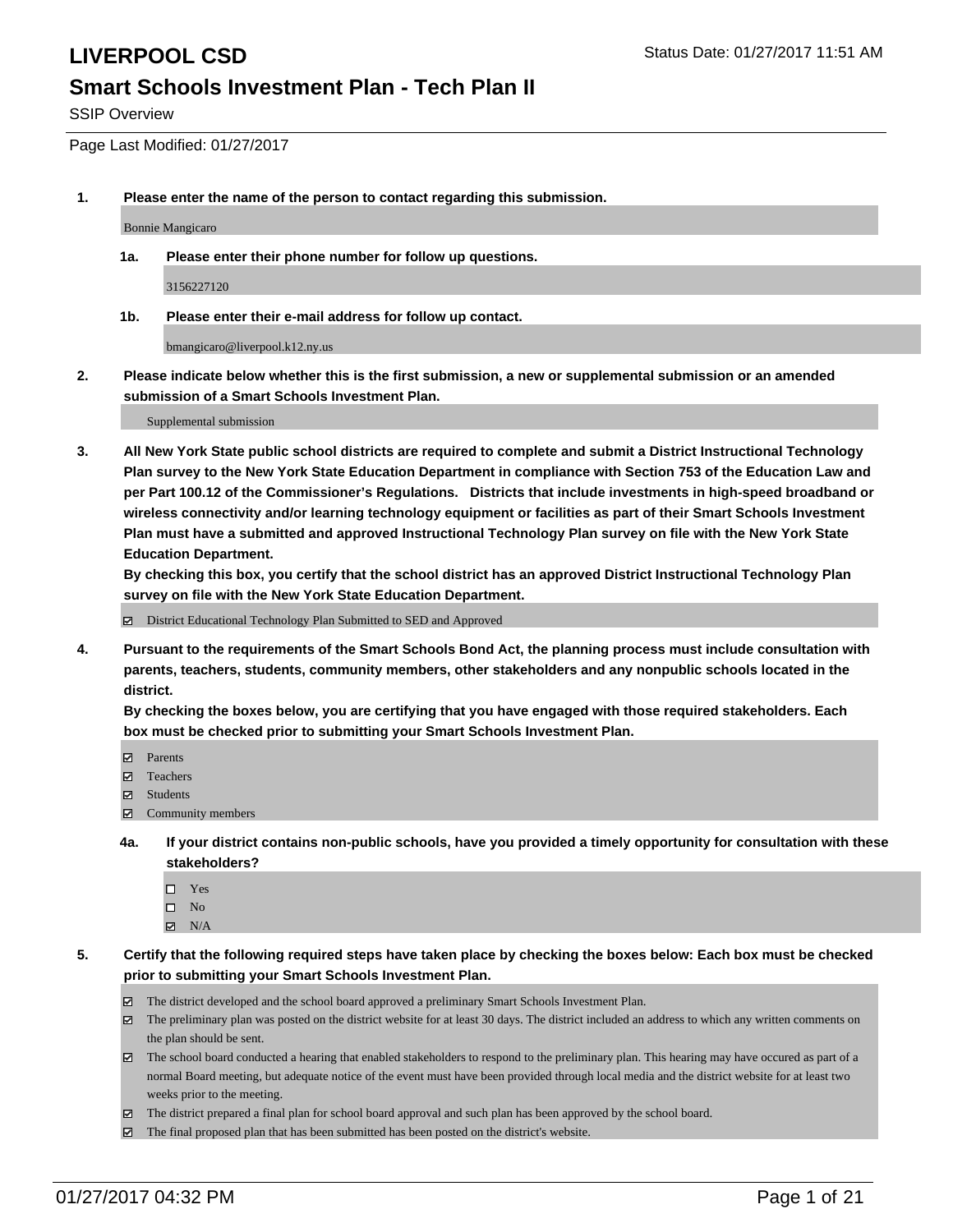# LIVERPOOL CSD

Status Date: 01/27/2017 11:51 AM

## Smart Schools Investment Plan - Tech Plan II

SSIP Overview

Page Last Modified: 01/27/2017

**1. Please enter the name of the person to contact regarding this submission.**

Bonnie Mangicaro

**1a. Please enter their phone number for follow up questions.**

3156227120

**1b. Please enter their e-mail address for follow up contact.**

bmangicaro@liverpool.k12.ny.us

**2. Please indicate below whether this is the first submission, a new or supplemental submission or an amended submission of a Smart Schools Investment Plan.**

Supplemental submission

**3. All New York State public school districts are required to complete and submit a District Instructional Technology Plan survey to the New York State Education Department in compliance with Section 753 of the Education Law and per Part 100.12 of the Commissioner's Regulations. Districts that include investments in high-speed broadband or wireless connectivity and/or learning technology equipment or facilities as part of their Smart Schools Investment Plan must have a submitted and approved Instructional Technology Plan survey on file with the New York State Education Department.**
**By checking this box, you certify that the school district has an approved District Instructional Technology Plan survey on file with the New York State Education Department.**

- [x] District Educational Technology Plan Submitted to SED and Approved

**4. Pursuant to the requirements of the Smart Schools Bond Act, the planning process must include consultation with parents, teachers, students, community members, other stakeholders and any nonpublic schools located in the district.**
**By checking the boxes below, you are certifying that you have engaged with those required stakeholders. Each box must be checked prior to submitting your Smart Schools Investment Plan.**

- [x] Parents
- [x] Teachers
- [x] Students
- [x] Community members

**4a. If your district contains non-public schools, have you provided a timely opportunity for consultation with these stakeholders?**

- [ ] Yes
- [ ] No
- [x] N/A

**5. Certify that the following required steps have taken place by checking the boxes below: Each box must be checked prior to submitting your Smart Schools Investment Plan.**

- [x] The district developed and the school board approved a preliminary Smart Schools Investment Plan.
- [x] The preliminary plan was posted on the district website for at least 30 days. The district included an address to which any written comments on the plan should be sent.
- [x] The school board conducted a hearing that enabled stakeholders to respond to the preliminary plan. This hearing may have occured as part of a normal Board meeting, but adequate notice of the event must have been provided through local media and the district website for at least two weeks prior to the meeting.
- [x] The district prepared a final plan for school board approval and such plan has been approved by the school board.
- [x] The final proposed plan that has been submitted has been posted on the district's website.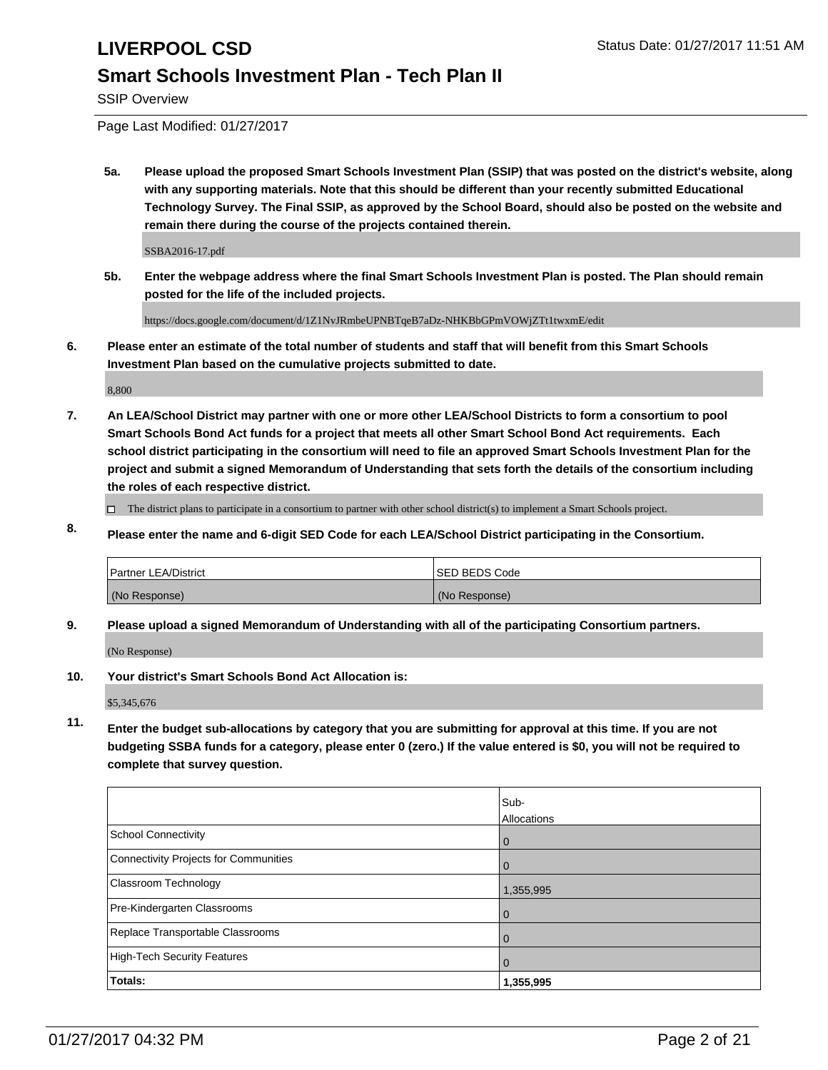# LIVERPOOL CSD

## Smart Schools Investment Plan - Tech Plan II

SSIP Overview

Page Last Modified: 01/27/2017

**5a. Please upload the proposed Smart Schools Investment Plan (SSIP) that was posted on the district's website, along with any supporting materials. Note that this should be different than your recently submitted Educational Technology Survey. The Final SSIP, as approved by the School Board, should also be posted on the website and remain there during the course of the projects contained therein.**

SSBA2016-17.pdf

**5b. Enter the webpage address where the final Smart Schools Investment Plan is posted. The Plan should remain posted for the life of the included projects.**

https://docs.google.com/document/d/1Z1NvJRmbeUPNBTqeB7aDz-NHKBbGPmVOWjZTt1twxmE/edit

**6. Please enter an estimate of the total number of students and staff that will benefit from this Smart Schools Investment Plan based on the cumulative projects submitted to date.**

8,800

**7. An LEA/School District may partner with one or more other LEA/School Districts to form a consortium to pool Smart Schools Bond Act funds for a project that meets all other Smart School Bond Act requirements. Each school district participating in the consortium will need to file an approved Smart Schools Investment Plan for the project and submit a signed Memorandum of Understanding that sets forth the details of the consortium including the roles of each respective district.**

☐ The district plans to participate in a consortium to partner with other school district(s) to implement a Smart Schools project.

**8. Please enter the name and 6-digit SED Code for each LEA/School District participating in the Consortium.**

| Partner LEA/District | SED BEDS Code |
| --- | --- |
| (No Response) | (No Response) |

**9. Please upload a signed Memorandum of Understanding with all of the participating Consortium partners.**

(No Response)

**10. Your district's Smart Schools Bond Act Allocation is:**

$5,345,676

**11. Enter the budget sub-allocations by category that you are submitting for approval at this time. If you are not budgeting SSBA funds for a category, please enter 0 (zero.) If the value entered is $0, you will not be required to complete that survey question.**

| | Sub-Allocations |
| --- | --- |
| School Connectivity | 0 |
| Connectivity Projects for Communities | 0 |
| Classroom Technology | 1,355,995 |
| Pre-Kindergarten Classrooms | 0 |
| Replace Transportable Classrooms | 0 |
| High-Tech Security Features | 0 |
| **Totals:** | **1,355,995** |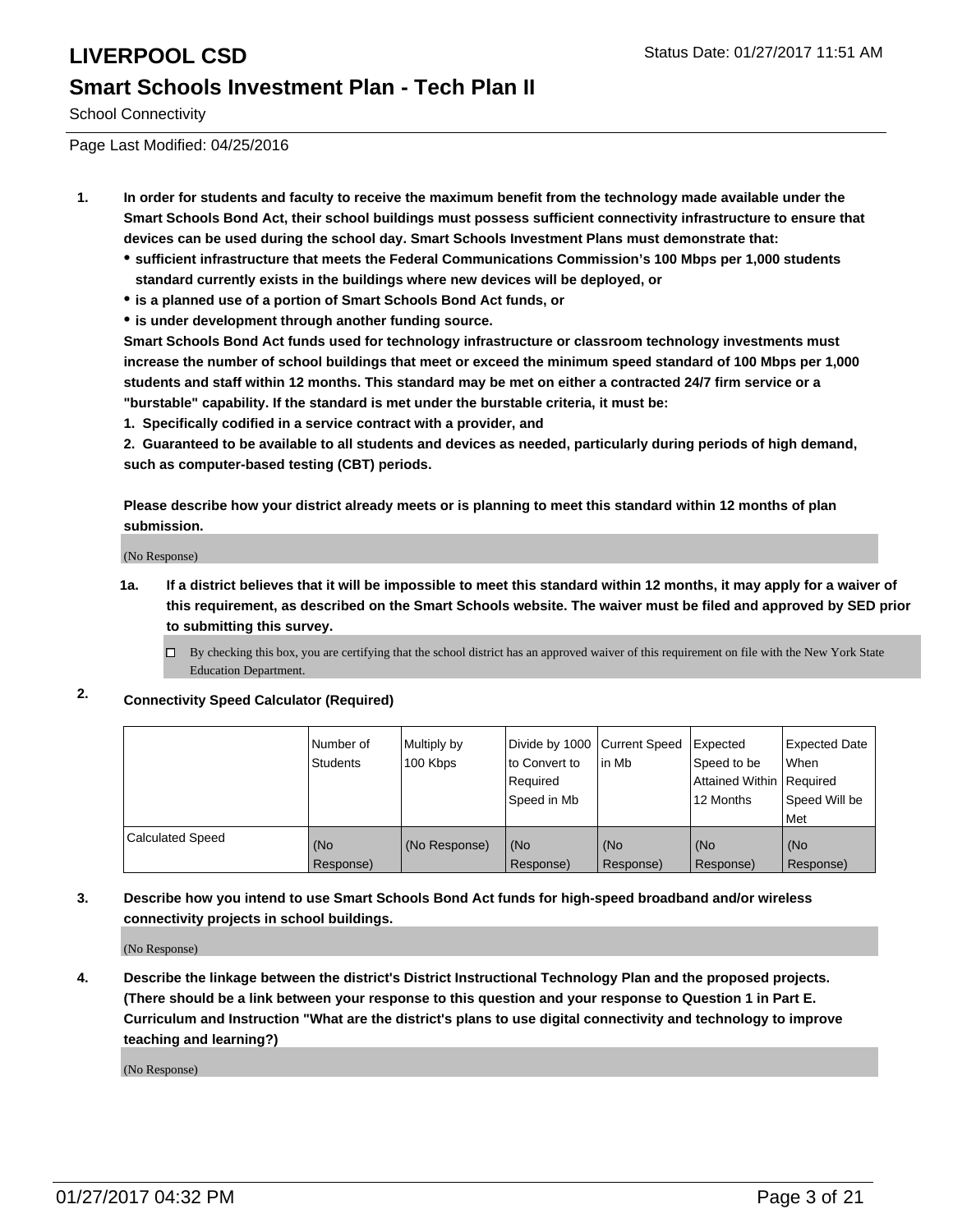# LIVERPOOL CSD

## Smart Schools Investment Plan - Tech Plan II

School Connectivity

Page Last Modified: 04/25/2016

1. **In order for students and faculty to receive the maximum benefit from the technology made available under the Smart Schools Bond Act, their school buildings must possess sufficient connectivity infrastructure to ensure that devices can be used during the school day. Smart Schools Investment Plans must demonstrate that:**
   - **sufficient infrastructure that meets the Federal Communications Commission's 100 Mbps per 1,000 students standard currently exists in the buildings where new devices will be deployed, or**
   - **is a planned use of a portion of Smart Schools Bond Act funds, or**
   - **is under development through another funding source.**

   **Smart Schools Bond Act funds used for technology infrastructure or classroom technology investments must increase the number of school buildings that meet or exceed the minimum speed standard of 100 Mbps per 1,000 students and staff within 12 months. This standard may be met on either a contracted 24/7 firm service or a "burstable" capability. If the standard is met under the burstable criteria, it must be:**

   **1. Specifically codified in a service contract with a provider, and**

   **2. Guaranteed to be available to all students and devices as needed, particularly during periods of high demand, such as computer-based testing (CBT) periods.**

   **Please describe how your district already meets or is planning to meet this standard within 12 months of plan submission.**

   (No Response)

   **1a. If a district believes that it will be impossible to meet this standard within 12 months, it may apply for a waiver of this requirement, as described on the Smart Schools website. The waiver must be filed and approved by SED prior to submitting this survey.**

   ☐ By checking this box, you are certifying that the school district has an approved waiver of this requirement on file with the New York State Education Department.

2. **Connectivity Speed Calculator (Required)**

| | Number of Students | Multiply by 100 Kbps | Divide by 1000 to Convert to Required Speed in Mb | Current Speed in Mb | Expected Speed to be Attained Within 12 Months | Expected Date When Required Speed Will be Met |
|---|---|---|---|---|---|---|
| Calculated Speed | (No Response) | (No Response) | (No Response) | (No Response) | (No Response) | (No Response) |

3. **Describe how you intend to use Smart Schools Bond Act funds for high-speed broadband and/or wireless connectivity projects in school buildings.**

   (No Response)

4. **Describe the linkage between the district's District Instructional Technology Plan and the proposed projects. (There should be a link between your response to this question and your response to Question 1 in Part E. Curriculum and Instruction "What are the district's plans to use digital connectivity and technology to improve teaching and learning?)**

   (No Response)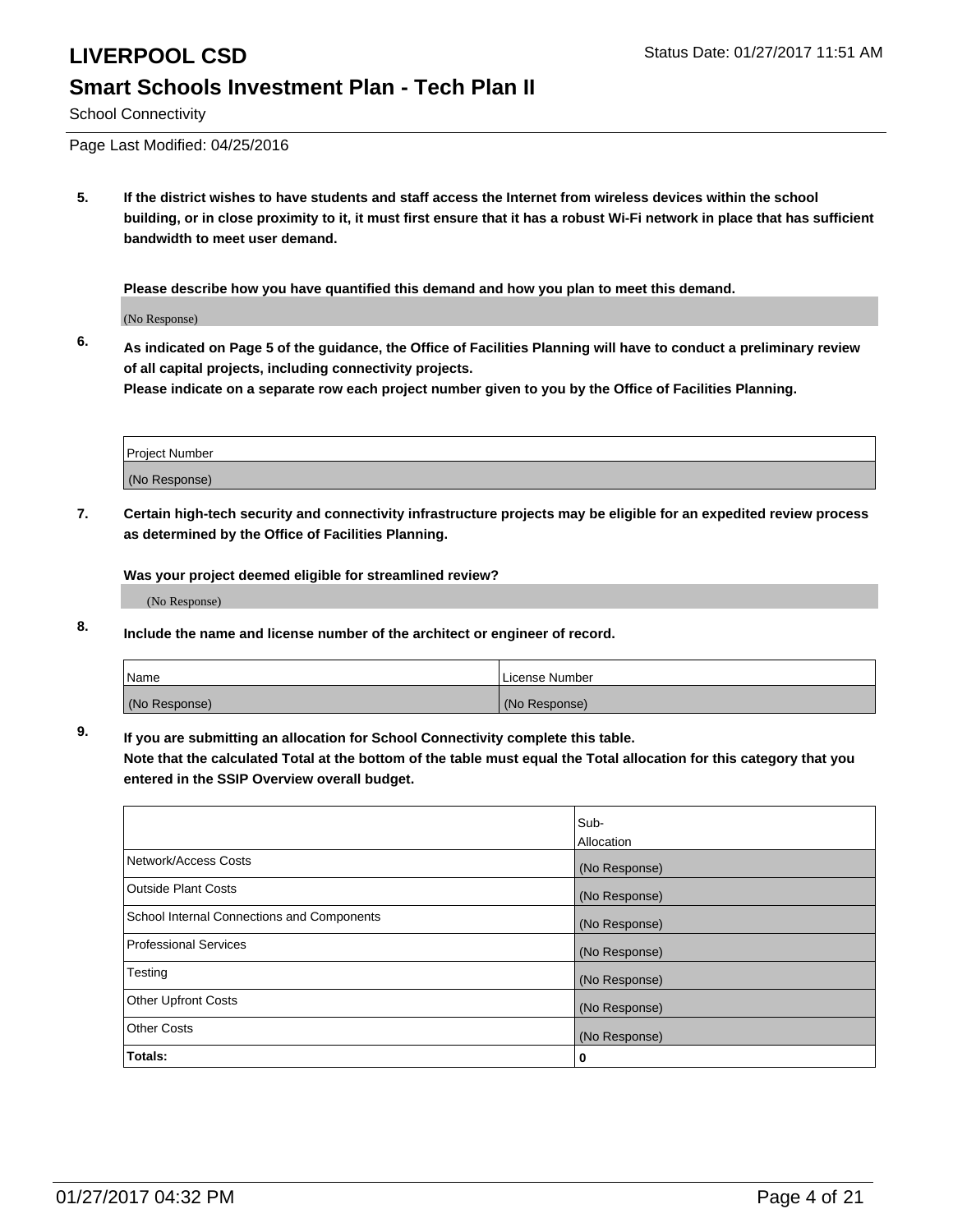# LIVERPOOL CSD

Status Date: 01/27/2017 11:51 AM

## Smart Schools Investment Plan - Tech Plan II

School Connectivity

Page Last Modified: 04/25/2016

**5. If the district wishes to have students and staff access the Internet from wireless devices within the school building, or in close proximity to it, it must first ensure that it has a robust Wi-Fi network in place that has sufficient bandwidth to meet user demand.**

**Please describe how you have quantified this demand and how you plan to meet this demand.**

(No Response)

**6. As indicated on Page 5 of the guidance, the Office of Facilities Planning will have to conduct a preliminary review of all capital projects, including connectivity projects.**
**Please indicate on a separate row each project number given to you by the Office of Facilities Planning.**

| Project Number |
|---|
| (No Response) |

**7. Certain high-tech security and connectivity infrastructure projects may be eligible for an expedited review process as determined by the Office of Facilities Planning.**

**Was your project deemed eligible for streamlined review?**

(No Response)

**8. Include the name and license number of the architect or engineer of record.**

| Name | License Number |
|---|---|
| (No Response) | (No Response) |

**9. If you are submitting an allocation for School Connectivity complete this table.**
**Note that the calculated Total at the bottom of the table must equal the Total allocation for this category that you entered in the SSIP Overview overall budget.**

| | Sub-Allocation |
|---|---|
| Network/Access Costs | (No Response) |
| Outside Plant Costs | (No Response) |
| School Internal Connections and Components | (No Response) |
| Professional Services | (No Response) |
| Testing | (No Response) |
| Other Upfront Costs | (No Response) |
| Other Costs | (No Response) |
| **Totals:** | **0** |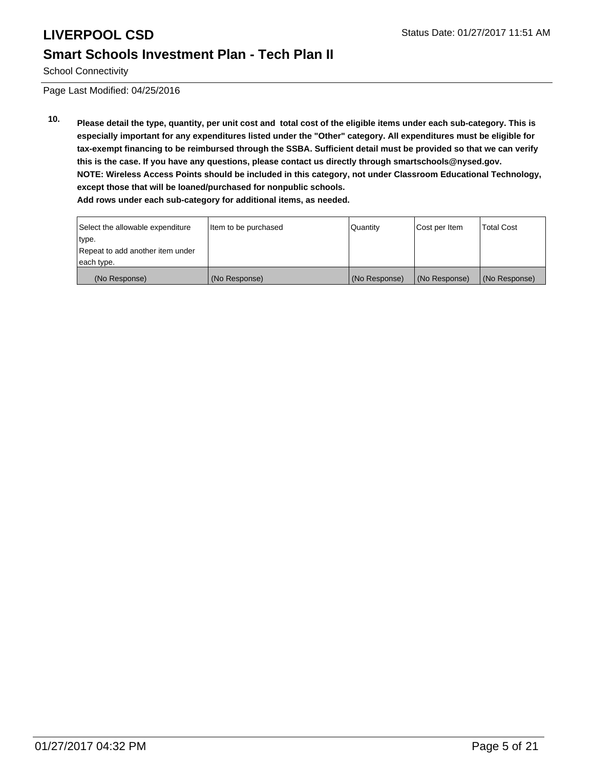# LIVERPOOL CSD

Status Date: 01/27/2017 11:51 AM

## Smart Schools Investment Plan - Tech Plan II

School Connectivity

Page Last Modified: 04/25/2016

**10.** **Please detail the type, quantity, per unit cost and total cost of the eligible items under each sub-category. This is especially important for any expenditures listed under the "Other" category. All expenditures must be eligible for tax-exempt financing to be reimbursed through the SSBA. Sufficient detail must be provided so that we can verify this is the case. If you have any questions, please contact us directly through smartschools@nysed.gov.**
**NOTE: Wireless Access Points should be included in this category, not under Classroom Educational Technology, except those that will be loaned/purchased for nonpublic schools.**
**Add rows under each sub-category for additional items, as needed.**

| Select the allowable expenditure type. Repeat to add another item under each type. | Item to be purchased | Quantity | Cost per Item | Total Cost |
|---|---|---|---|---|
| (No Response) | (No Response) | (No Response) | (No Response) | (No Response) |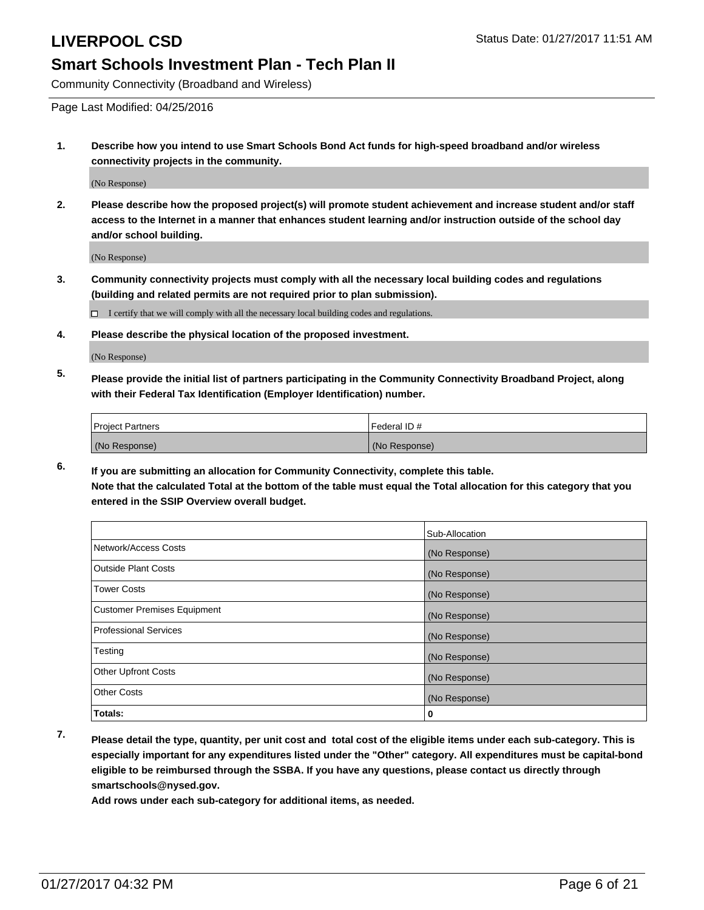# LIVERPOOL CSD

Status Date: 01/27/2017 11:51 AM

## Smart Schools Investment Plan - Tech Plan II

Community Connectivity (Broadband and Wireless)

Page Last Modified: 04/25/2016

1. **Describe how you intend to use Smart Schools Bond Act funds for high-speed broadband and/or wireless connectivity projects in the community.**

   (No Response)

2. **Please describe how the proposed project(s) will promote student achievement and increase student and/or staff access to the Internet in a manner that enhances student learning and/or instruction outside of the school day and/or school building.**

   (No Response)

3. **Community connectivity projects must comply with all the necessary local building codes and regulations (building and related permits are not required prior to plan submission).**

   ☐ I certify that we will comply with all the necessary local building codes and regulations.

4. **Please describe the physical location of the proposed investment.**

   (No Response)

5. **Please provide the initial list of partners participating in the Community Connectivity Broadband Project, along with their Federal Tax Identification (Employer Identification) number.**

| Project Partners | Federal ID # |
| --- | --- |
| (No Response) | (No Response) |

6. **If you are submitting an allocation for Community Connectivity, complete this table.**
   **Note that the calculated Total at the bottom of the table must equal the Total allocation for this category that you entered in the SSIP Overview overall budget.**

| | Sub-Allocation |
| --- | --- |
| Network/Access Costs | (No Response) |
| Outside Plant Costs | (No Response) |
| Tower Costs | (No Response) |
| Customer Premises Equipment | (No Response) |
| Professional Services | (No Response) |
| Testing | (No Response) |
| Other Upfront Costs | (No Response) |
| Other Costs | (No Response) |
| **Totals:** | **0** |

7. **Please detail the type, quantity, per unit cost and total cost of the eligible items under each sub-category. This is especially important for any expenditures listed under the "Other" category. All expenditures must be capital-bond eligible to be reimbursed through the SSBA. If you have any questions, please contact us directly through smartschools@nysed.gov.**

   **Add rows under each sub-category for additional items, as needed.**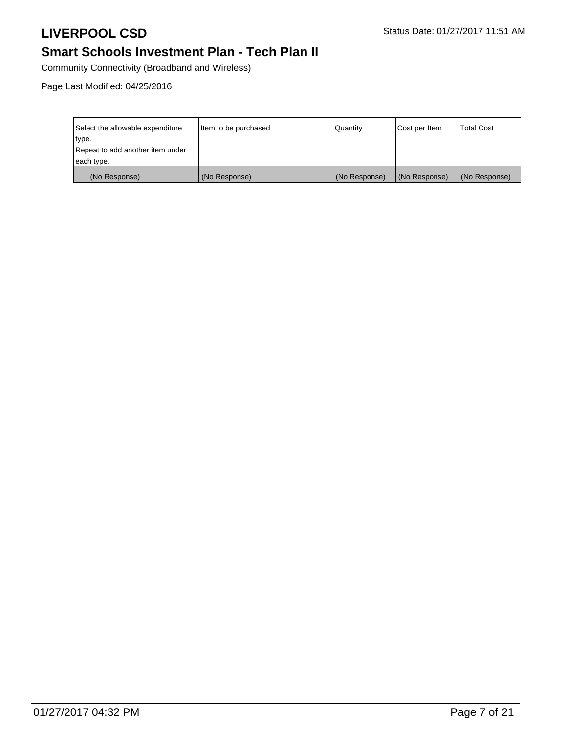# LIVERPOOL CSD

Status Date: 01/27/2017 11:51 AM

## Smart Schools Investment Plan - Tech Plan II

Community Connectivity (Broadband and Wireless)

Page Last Modified: 04/25/2016

| Select the allowable expenditure type. Repeat to add another item under each type. | Item to be purchased | Quantity | Cost per Item | Total Cost |
|---|---|---|---|---|
| (No Response) | (No Response) | (No Response) | (No Response) | (No Response) |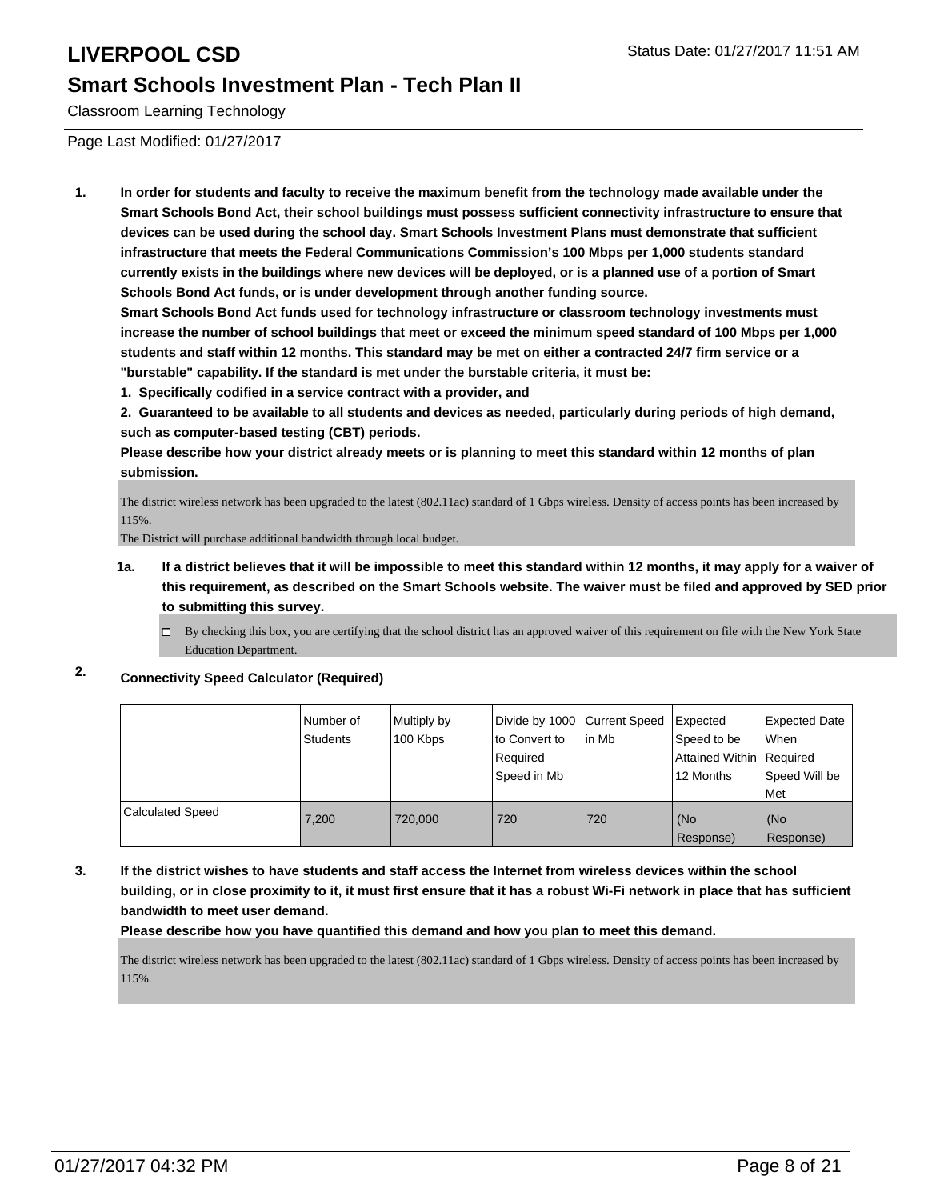# LIVERPOOL CSD

Status Date: 01/27/2017 11:51 AM

## Smart Schools Investment Plan - Tech Plan II

Classroom Learning Technology

Page Last Modified: 01/27/2017

**1. In order for students and faculty to receive the maximum benefit from the technology made available under the Smart Schools Bond Act, their school buildings must possess sufficient connectivity infrastructure to ensure that devices can be used during the school day. Smart Schools Investment Plans must demonstrate that sufficient infrastructure that meets the Federal Communications Commission's 100 Mbps per 1,000 students standard currently exists in the buildings where new devices will be deployed, or is a planned use of a portion of Smart Schools Bond Act funds, or is under development through another funding source.**

**Smart Schools Bond Act funds used for technology infrastructure or classroom technology investments must increase the number of school buildings that meet or exceed the minimum speed standard of 100 Mbps per 1,000 students and staff within 12 months. This standard may be met on either a contracted 24/7 firm service or a "burstable" capability. If the standard is met under the burstable criteria, it must be:**

**1. Specifically codified in a service contract with a provider, and**

**2. Guaranteed to be available to all students and devices as needed, particularly during periods of high demand, such as computer-based testing (CBT) periods.**

**Please describe how your district already meets or is planning to meet this standard within 12 months of plan submission.**

The district wireless network has been upgraded to the latest (802.11ac) standard of 1 Gbps wireless. Density of access points has been increased by 115%.
The District will purchase additional bandwidth through local budget.

**1a. If a district believes that it will be impossible to meet this standard within 12 months, it may apply for a waiver of this requirement, as described on the Smart Schools website. The waiver must be filed and approved by SED prior to submitting this survey.**

☐ By checking this box, you are certifying that the school district has an approved waiver of this requirement on file with the New York State Education Department.

**2. Connectivity Speed Calculator (Required)**

| | Number of Students | Multiply by 100 Kbps | Divide by 1000 to Convert to Required Speed in Mb | Current Speed in Mb | Expected Speed to be Attained Within 12 Months | Expected Date When Required Speed Will be Met |
|---|---|---|---|---|---|---|
| Calculated Speed | 7,200 | 720,000 | 720 | 720 | (No Response) | (No Response) |

**3. If the district wishes to have students and staff access the Internet from wireless devices within the school building, or in close proximity to it, it must first ensure that it has a robust Wi-Fi network in place that has sufficient bandwidth to meet user demand.**

**Please describe how you have quantified this demand and how you plan to meet this demand.**

The district wireless network has been upgraded to the latest (802.11ac) standard of 1 Gbps wireless. Density of access points has been increased by 115%.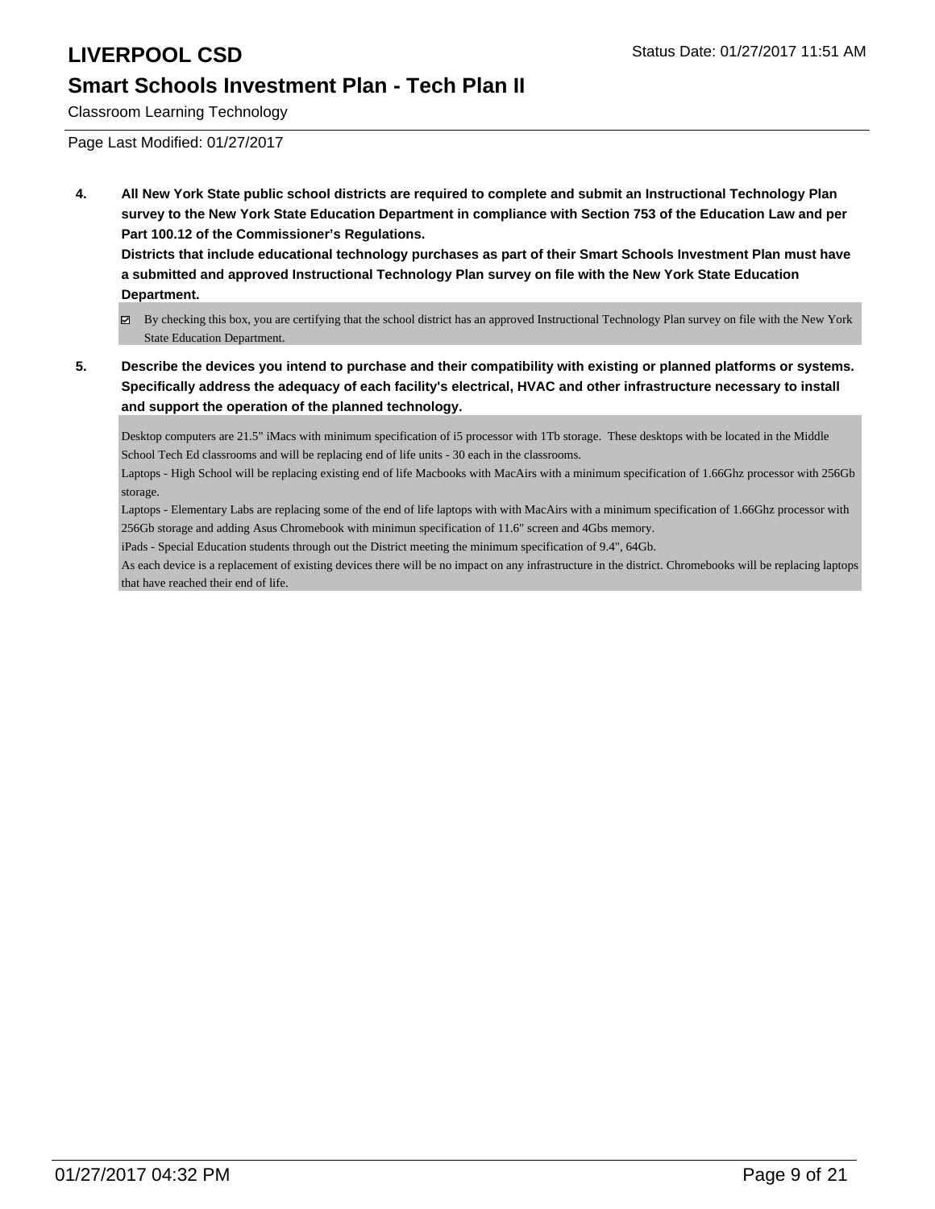# LIVERPOOL CSD

Status Date: 01/27/2017 11:51 AM

## Smart Schools Investment Plan - Tech Plan II

Classroom Learning Technology

Page Last Modified: 01/27/2017

**4. All New York State public school districts are required to complete and submit an Instructional Technology Plan survey to the New York State Education Department in compliance with Section 753 of the Education Law and per Part 100.12 of the Commissioner's Regulations.**

**Districts that include educational technology purchases as part of their Smart Schools Investment Plan must have a submitted and approved Instructional Technology Plan survey on file with the New York State Education Department.**

☑ By checking this box, you are certifying that the school district has an approved Instructional Technology Plan survey on file with the New York State Education Department.

**5. Describe the devices you intend to purchase and their compatibility with existing or planned platforms or systems. Specifically address the adequacy of each facility's electrical, HVAC and other infrastructure necessary to install and support the operation of the planned technology.**

Desktop computers are 21.5" iMacs with minimum specification of i5 processor with 1Tb storage. These desktops with be located in the Middle School Tech Ed classrooms and will be replacing end of life units - 30 each in the classrooms.

Laptops - High School will be replacing existing end of life Macbooks with MacAirs with a minimum specification of 1.66Ghz processor with 256Gb storage.

Laptops - Elementary Labs are replacing some of the end of life laptops with with MacAirs with a minimum specification of 1.66Ghz processor with 256Gb storage and adding Asus Chromebook with minimun specification of 11.6" screen and 4Gbs memory.

iPads - Special Education students through out the District meeting the minimum specification of 9.4", 64Gb.

As each device is a replacement of existing devices there will be no impact on any infrastructure in the district. Chromebooks will be replacing laptops that have reached their end of life.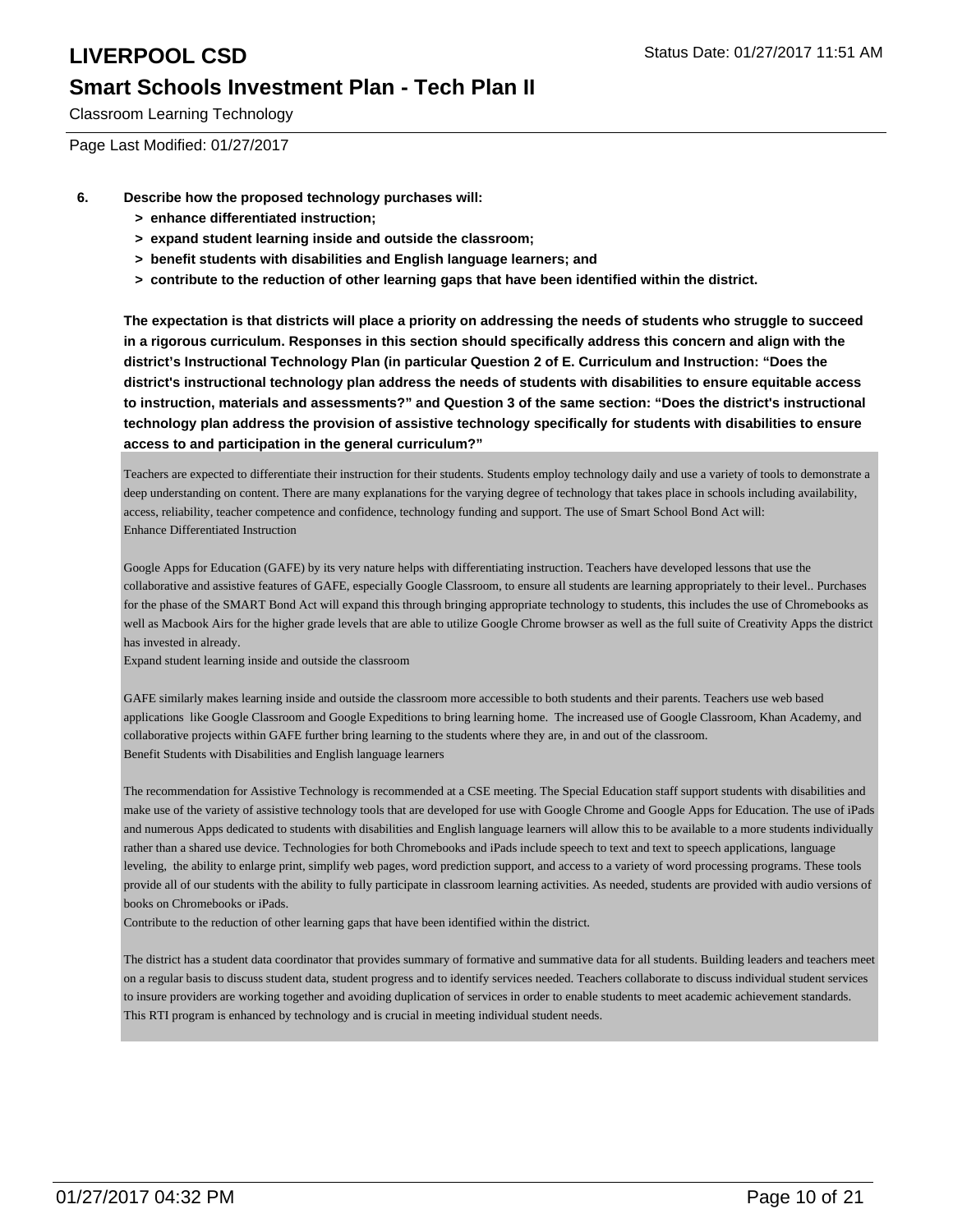# LIVERPOOL CSD

## Smart Schools Investment Plan - Tech Plan II

Classroom Learning Technology

Page Last Modified: 01/27/2017

**6. Describe how the proposed technology purchases will:**
- **> enhance differentiated instruction;**
- **> expand student learning inside and outside the classroom;**
- **> benefit students with disabilities and English language learners; and**
- **> contribute to the reduction of other learning gaps that have been identified within the district.**

**The expectation is that districts will place a priority on addressing the needs of students who struggle to succeed in a rigorous curriculum. Responses in this section should specifically address this concern and align with the district's Instructional Technology Plan (in particular Question 2 of E. Curriculum and Instruction: "Does the district's instructional technology plan address the needs of students with disabilities to ensure equitable access to instruction, materials and assessments?" and Question 3 of the same section: "Does the district's instructional technology plan address the provision of assistive technology specifically for students with disabilities to ensure access to and participation in the general curriculum?"**

Teachers are expected to differentiate their instruction for their students. Students employ technology daily and use a variety of tools to demonstrate a deep understanding on content. There are many explanations for the varying degree of technology that takes place in schools including availability, access, reliability, teacher competence and confidence, technology funding and support. The use of Smart School Bond Act will:
Enhance Differentiated Instruction

Google Apps for Education (GAFE) by its very nature helps with differentiating instruction. Teachers have developed lessons that use the collaborative and assistive features of GAFE, especially Google Classroom, to ensure all students are learning appropriately to their level.. Purchases for the phase of the SMART Bond Act will expand this through bringing appropriate technology to students, this includes the use of Chromebooks as well as Macbook Airs for the higher grade levels that are able to utilize Google Chrome browser as well as the full suite of Creativity Apps the district has invested in already.
Expand student learning inside and outside the classroom

GAFE similarly makes learning inside and outside the classroom more accessible to both students and their parents. Teachers use web based applications like Google Classroom and Google Expeditions to bring learning home. The increased use of Google Classroom, Khan Academy, and collaborative projects within GAFE further bring learning to the students where they are, in and out of the classroom.
Benefit Students with Disabilities and English language learners

The recommendation for Assistive Technology is recommended at a CSE meeting. The Special Education staff support students with disabilities and make use of the variety of assistive technology tools that are developed for use with Google Chrome and Google Apps for Education. The use of iPads and numerous Apps dedicated to students with disabilities and English language learners will allow this to be available to a more students individually rather than a shared use device. Technologies for both Chromebooks and iPads include speech to text and text to speech applications, language leveling, the ability to enlarge print, simplify web pages, word prediction support, and access to a variety of word processing programs. These tools provide all of our students with the ability to fully participate in classroom learning activities. As needed, students are provided with audio versions of books on Chromebooks or iPads.
Contribute to the reduction of other learning gaps that have been identified within the district.

The district has a student data coordinator that provides summary of formative and summative data for all students. Building leaders and teachers meet on a regular basis to discuss student data, student progress and to identify services needed. Teachers collaborate to discuss individual student services to insure providers are working together and avoiding duplication of services in order to enable students to meet academic achievement standards. This RTI program is enhanced by technology and is crucial in meeting individual student needs.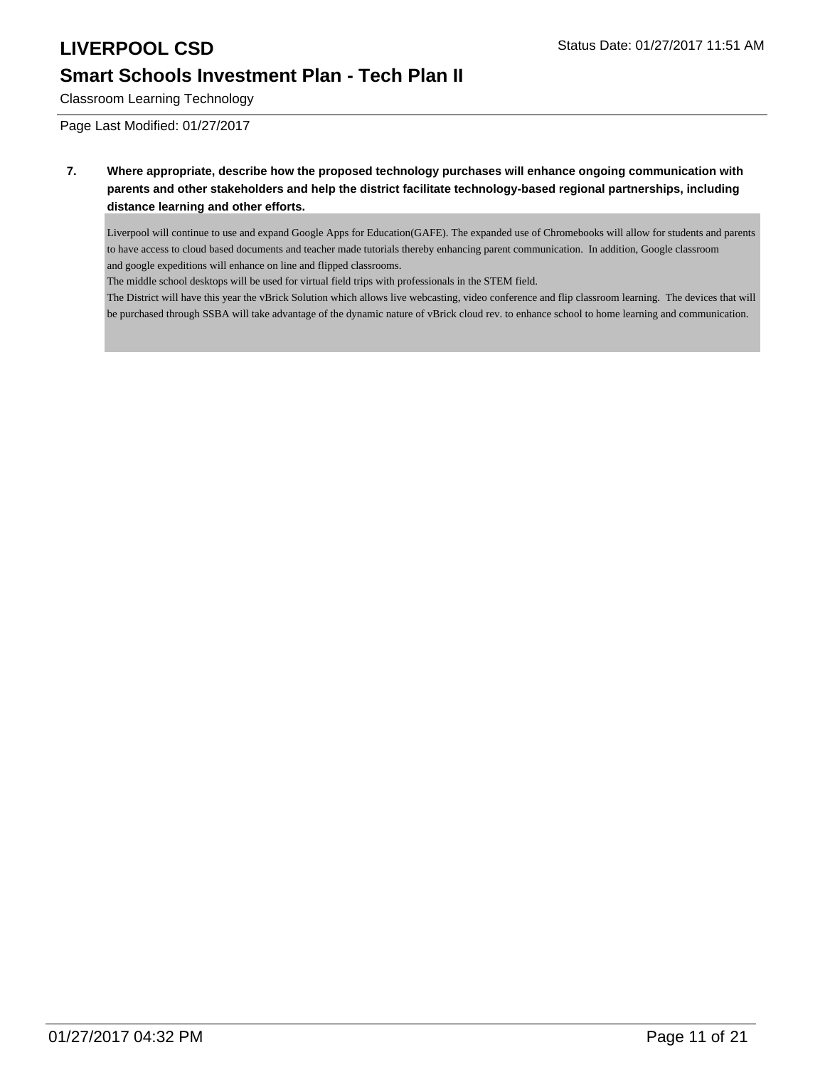7. **Where appropriate, describe how the proposed technology purchases will enhance ongoing communication with parents and other stakeholders and help the district facilitate technology-based regional partnerships, including distance learning and other efforts.**

Liverpool will continue to use and expand Google Apps for Education(GAFE). The expanded use of Chromebooks will allow for students and parents to have access to cloud based documents and teacher made tutorials thereby enhancing parent communication. In addition, Google classroom and google expeditions will enhance on line and flipped classrooms.
The middle school desktops will be used for virtual field trips with professionals in the STEM field.
The District will have this year the vBrick Solution which allows live webcasting, video conference and flip classroom learning. The devices that will be purchased through SSBA will take advantage of the dynamic nature of vBrick cloud rev. to enhance school to home learning and communication.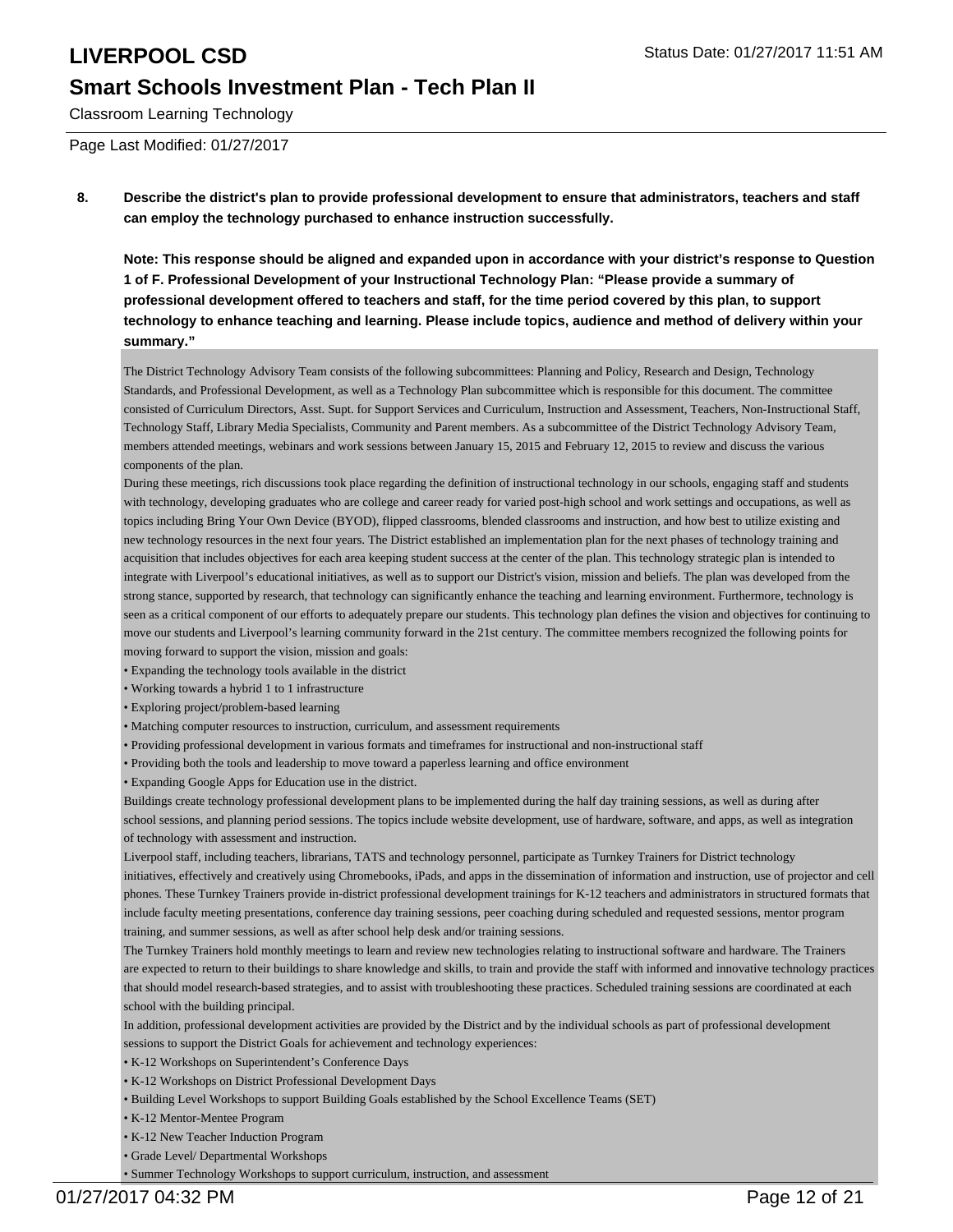# LIVERPOOL CSD

## Smart Schools Investment Plan - Tech Plan II

Classroom Learning Technology

Page Last Modified: 01/27/2017

**8. Describe the district's plan to provide professional development to ensure that administrators, teachers and staff can employ the technology purchased to enhance instruction successfully.**

**Note: This response should be aligned and expanded upon in accordance with your district's response to Question 1 of F. Professional Development of your Instructional Technology Plan: "Please provide a summary of professional development offered to teachers and staff, for the time period covered by this plan, to support technology to enhance teaching and learning. Please include topics, audience and method of delivery within your summary."**

The District Technology Advisory Team consists of the following subcommittees: Planning and Policy, Research and Design, Technology Standards, and Professional Development, as well as a Technology Plan subcommittee which is responsible for this document. The committee consisted of Curriculum Directors, Asst. Supt. for Support Services and Curriculum, Instruction and Assessment, Teachers, Non-Instructional Staff, Technology Staff, Library Media Specialists, Community and Parent members. As a subcommittee of the District Technology Advisory Team, members attended meetings, webinars and work sessions between January 15, 2015 and February 12, 2015 to review and discuss the various components of the plan.

During these meetings, rich discussions took place regarding the definition of instructional technology in our schools, engaging staff and students with technology, developing graduates who are college and career ready for varied post-high school and work settings and occupations, as well as topics including Bring Your Own Device (BYOD), flipped classrooms, blended classrooms and instruction, and how best to utilize existing and new technology resources in the next four years. The District established an implementation plan for the next phases of technology training and acquisition that includes objectives for each area keeping student success at the center of the plan. This technology strategic plan is intended to integrate with Liverpool's educational initiatives, as well as to support our District's vision, mission and beliefs. The plan was developed from the strong stance, supported by research, that technology can significantly enhance the teaching and learning environment. Furthermore, technology is seen as a critical component of our efforts to adequately prepare our students. This technology plan defines the vision and objectives for continuing to move our students and Liverpool's learning community forward in the 21st century. The committee members recognized the following points for moving forward to support the vision, mission and goals:

- Expanding the technology tools available in the district
- Working towards a hybrid 1 to 1 infrastructure
- Exploring project/problem-based learning
- Matching computer resources to instruction, curriculum, and assessment requirements
- Providing professional development in various formats and timeframes for instructional and non-instructional staff
- Providing both the tools and leadership to move toward a paperless learning and office environment
- Expanding Google Apps for Education use in the district.

Buildings create technology professional development plans to be implemented during the half day training sessions, as well as during after school sessions, and planning period sessions. The topics include website development, use of hardware, software, and apps, as well as integration of technology with assessment and instruction.

Liverpool staff, including teachers, librarians, TATS and technology personnel, participate as Turnkey Trainers for District technology initiatives, effectively and creatively using Chromebooks, iPads, and apps in the dissemination of information and instruction, use of projector and cell phones. These Turnkey Trainers provide in-district professional development trainings for K-12 teachers and administrators in structured formats that include faculty meeting presentations, conference day training sessions, peer coaching during scheduled and requested sessions, mentor program training, and summer sessions, as well as after school help desk and/or training sessions.

The Turnkey Trainers hold monthly meetings to learn and review new technologies relating to instructional software and hardware. The Trainers are expected to return to their buildings to share knowledge and skills, to train and provide the staff with informed and innovative technology practices that should model research-based strategies, and to assist with troubleshooting these practices. Scheduled training sessions are coordinated at each school with the building principal.

In addition, professional development activities are provided by the District and by the individual schools as part of professional development sessions to support the District Goals for achievement and technology experiences:

- K-12 Workshops on Superintendent's Conference Days
- K-12 Workshops on District Professional Development Days
- Building Level Workshops to support Building Goals established by the School Excellence Teams (SET)
- K-12 Mentor-Mentee Program
- K-12 New Teacher Induction Program
- Grade Level/ Departmental Workshops
- Summer Technology Workshops to support curriculum, instruction, and assessment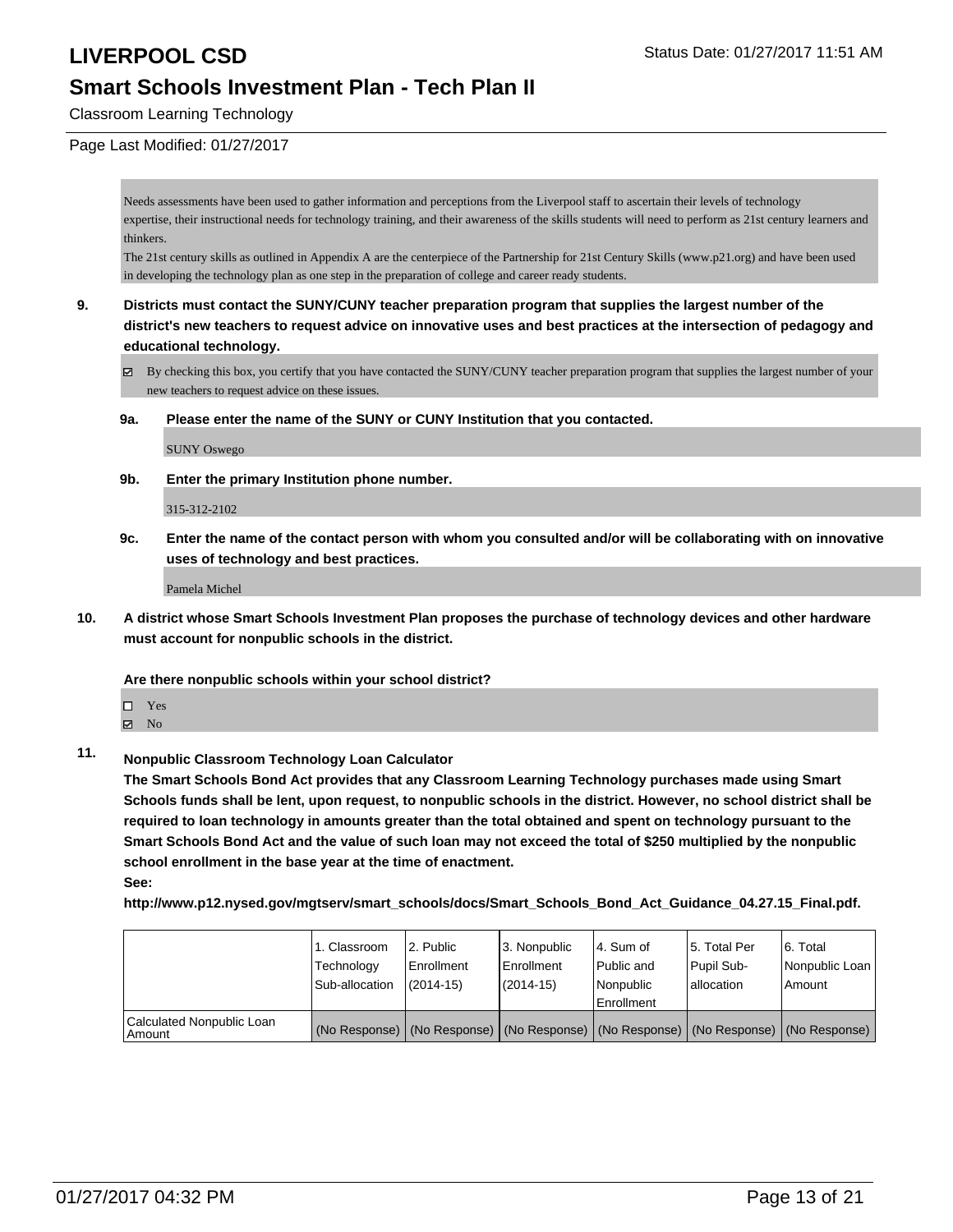Needs assessments have been used to gather information and perceptions from the Liverpool staff to ascertain their levels of technology expertise, their instructional needs for technology training, and their awareness of the skills students will need to perform as 21st century learners and thinkers.
The 21st century skills as outlined in Appendix A are the centerpiece of the Partnership for 21st Century Skills (www.p21.org) and have been used in developing the technology plan as one step in the preparation of college and career ready students.

**9. Districts must contact the SUNY/CUNY teacher preparation program that supplies the largest number of the district's new teachers to request advice on innovative uses and best practices at the intersection of pedagogy and educational technology.**

☑ By checking this box, you certify that you have contacted the SUNY/CUNY teacher preparation program that supplies the largest number of your new teachers to request advice on these issues.

**9a. Please enter the name of the SUNY or CUNY Institution that you contacted.**

SUNY Oswego

**9b. Enter the primary Institution phone number.**

315-312-2102

**9c. Enter the name of the contact person with whom you consulted and/or will be collaborating with on innovative uses of technology and best practices.**

Pamela Michel

**10. A district whose Smart Schools Investment Plan proposes the purchase of technology devices and other hardware must account for nonpublic schools in the district.**

**Are there nonpublic schools within your school district?**

☐ Yes
☑ No

**11. Nonpublic Classroom Technology Loan Calculator**

**The Smart Schools Bond Act provides that any Classroom Learning Technology purchases made using Smart Schools funds shall be lent, upon request, to nonpublic schools in the district. However, no school district shall be required to loan technology in amounts greater than the total obtained and spent on technology pursuant to the Smart Schools Bond Act and the value of such loan may not exceed the total of $250 multiplied by the nonpublic school enrollment in the base year at the time of enactment.**

**See:**

**http://www.p12.nysed.gov/mgtserv/smart_schools/docs/Smart_Schools_Bond_Act_Guidance_04.27.15_Final.pdf.**

| | 1. Classroom Technology Sub-allocation | 2. Public Enrollment (2014-15) | 3. Nonpublic Enrollment (2014-15) | 4. Sum of Public and Nonpublic Enrollment | 5. Total Per Pupil Sub-allocation | 6. Total Nonpublic Loan Amount |
|---|---|---|---|---|---|---|
| Calculated Nonpublic Loan Amount | (No Response) | (No Response) | (No Response) | (No Response) | (No Response) | (No Response) |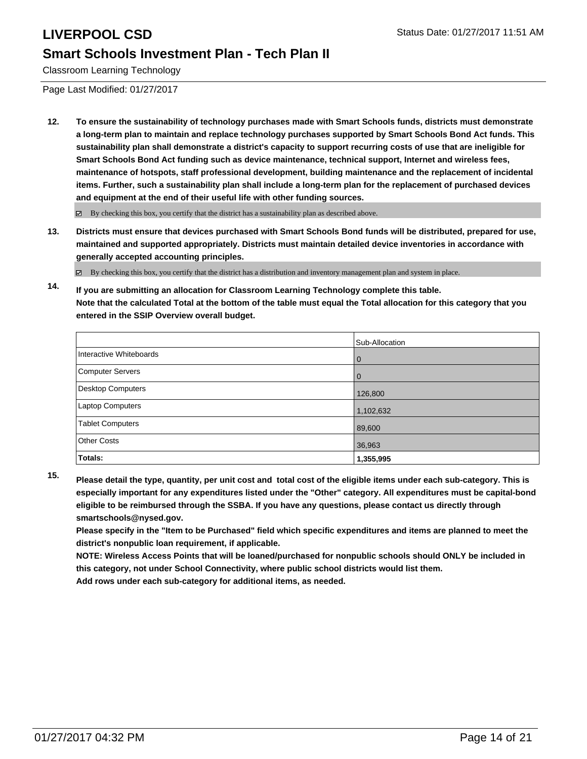**LIVERPOOL CSD**

Status Date: 01/27/2017 11:51 AM

## Smart Schools Investment Plan - Tech Plan II

Classroom Learning Technology

Page Last Modified: 01/27/2017

**12. To ensure the sustainability of technology purchases made with Smart Schools funds, districts must demonstrate a long-term plan to maintain and replace technology purchases supported by Smart Schools Bond Act funds. This sustainability plan shall demonstrate a district's capacity to support recurring costs of use that are ineligible for Smart Schools Bond Act funding such as device maintenance, technical support, Internet and wireless fees, maintenance of hotspots, staff professional development, building maintenance and the replacement of incidental items. Further, such a sustainability plan shall include a long-term plan for the replacement of purchased devices and equipment at the end of their useful life with other funding sources.**

☑ By checking this box, you certify that the district has a sustainability plan as described above.

**13. Districts must ensure that devices purchased with Smart Schools Bond funds will be distributed, prepared for use, maintained and supported appropriately. Districts must maintain detailed device inventories in accordance with generally accepted accounting principles.**

☑ By checking this box, you certify that the district has a distribution and inventory management plan and system in place.

**14. If you are submitting an allocation for Classroom Learning Technology complete this table. Note that the calculated Total at the bottom of the table must equal the Total allocation for this category that you entered in the SSIP Overview overall budget.**

| | Sub-Allocation |
|---|---|
| Interactive Whiteboards | 0 |
| Computer Servers | 0 |
| Desktop Computers | 126,800 |
| Laptop Computers | 1,102,632 |
| Tablet Computers | 89,600 |
| Other Costs | 36,963 |
| **Totals:** | **1,355,995** |

**15. Please detail the type, quantity, per unit cost and total cost of the eligible items under each sub-category. This is especially important for any expenditures listed under the "Other" category. All expenditures must be capital-bond eligible to be reimbursed through the SSBA. If you have any questions, please contact us directly through smartschools@nysed.gov.**
**Please specify in the "Item to be Purchased" field which specific expenditures and items are planned to meet the district's nonpublic loan requirement, if applicable.**
**NOTE: Wireless Access Points that will be loaned/purchased for nonpublic schools should ONLY be included in this category, not under School Connectivity, where public school districts would list them.**
**Add rows under each sub-category for additional items, as needed.**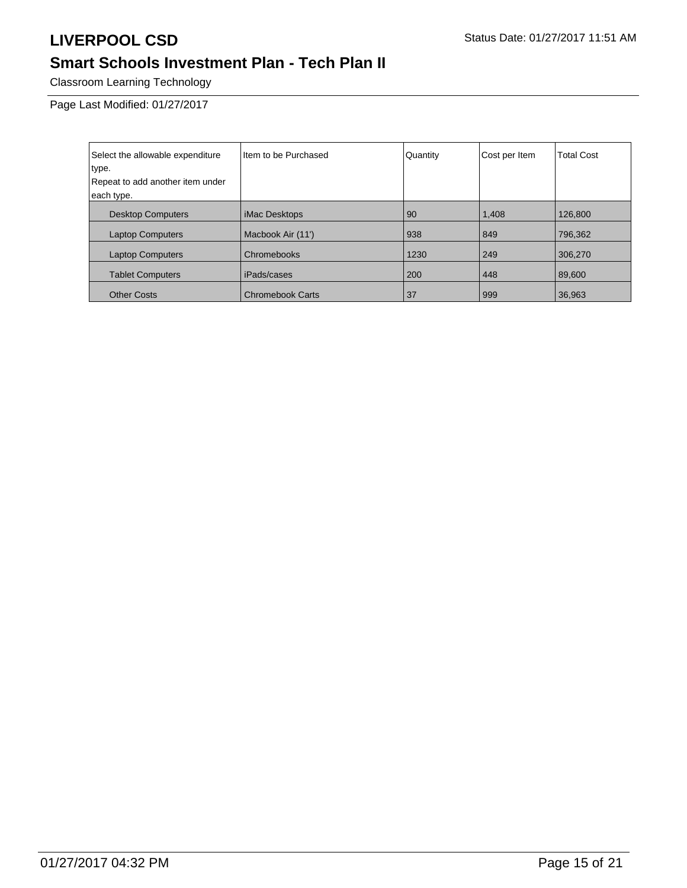# LIVERPOOL CSD

Status Date: 01/27/2017 11:51 AM

## Smart Schools Investment Plan - Tech Plan II

Classroom Learning Technology

Page Last Modified: 01/27/2017

| Select the allowable expenditure type. Repeat to add another item under each type. | Item to be Purchased | Quantity | Cost per Item | Total Cost |
|---|---|---|---|---|
| Desktop Computers | iMac Desktops | 90 | 1,408 | 126,800 |
| Laptop Computers | Macbook Air (11') | 938 | 849 | 796,362 |
| Laptop Computers | Chromebooks | 1230 | 249 | 306,270 |
| Tablet Computers | iPads/cases | 200 | 448 | 89,600 |
| Other Costs | Chromebook Carts | 37 | 999 | 36,963 |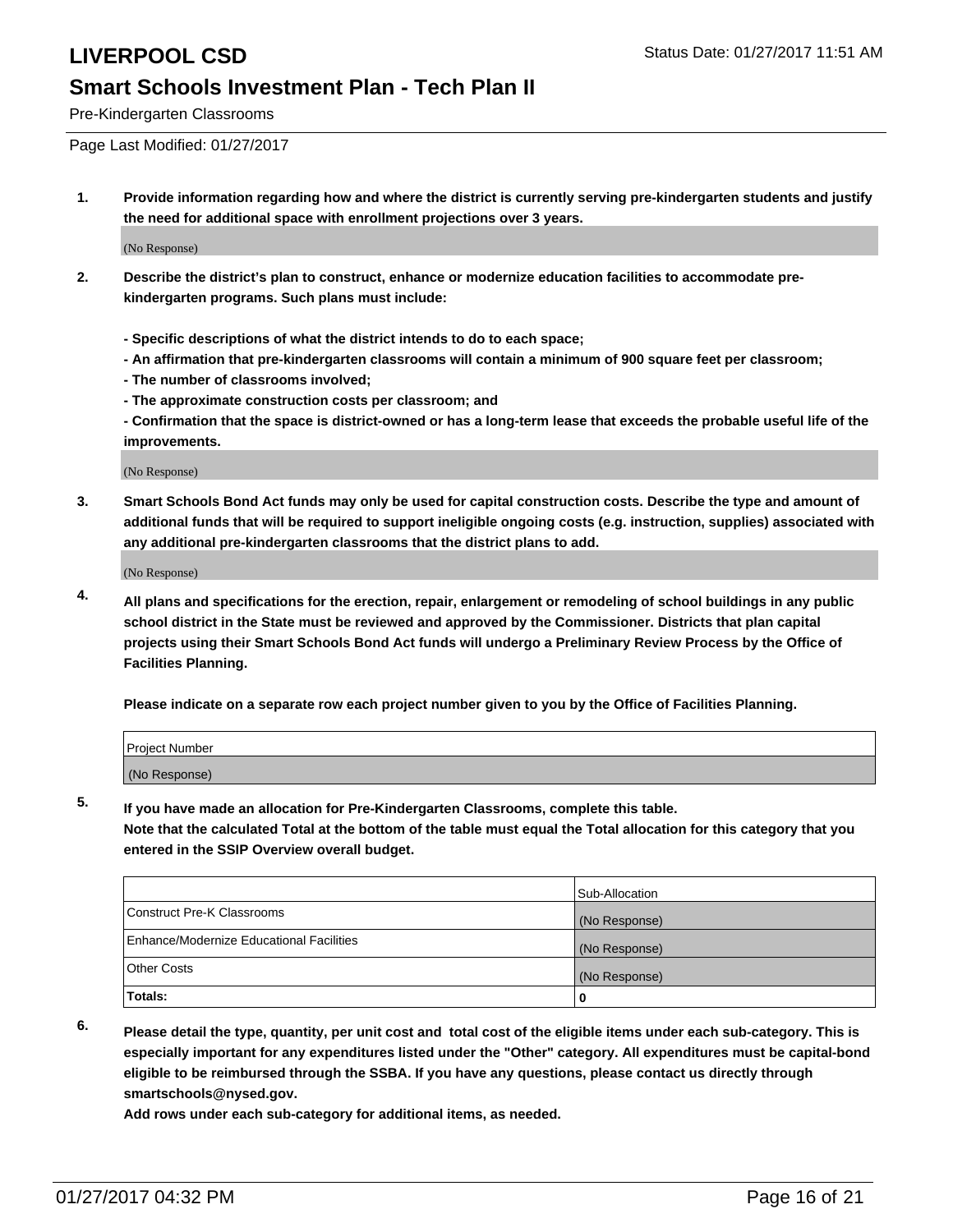# LIVERPOOL CSD

Status Date: 01/27/2017 11:51 AM

## Smart Schools Investment Plan - Tech Plan II

Pre-Kindergarten Classrooms

Page Last Modified: 01/27/2017

1. **Provide information regarding how and where the district is currently serving pre-kindergarten students and justify the need for additional space with enrollment projections over 3 years.**

   (No Response)

2. **Describe the district's plan to construct, enhance or modernize education facilities to accommodate pre-kindergarten programs. Such plans must include:**

   **- Specific descriptions of what the district intends to do to each space;**
   **- An affirmation that pre-kindergarten classrooms will contain a minimum of 900 square feet per classroom;**
   **- The number of classrooms involved;**
   **- The approximate construction costs per classroom; and**
   **- Confirmation that the space is district-owned or has a long-term lease that exceeds the probable useful life of the improvements.**

   (No Response)

3. **Smart Schools Bond Act funds may only be used for capital construction costs. Describe the type and amount of additional funds that will be required to support ineligible ongoing costs (e.g. instruction, supplies) associated with any additional pre-kindergarten classrooms that the district plans to add.**

   (No Response)

4. **All plans and specifications for the erection, repair, enlargement or remodeling of school buildings in any public school district in the State must be reviewed and approved by the Commissioner. Districts that plan capital projects using their Smart Schools Bond Act funds will undergo a Preliminary Review Process by the Office of Facilities Planning.**

   **Please indicate on a separate row each project number given to you by the Office of Facilities Planning.**

| Project Number |
|---|
| (No Response) |

5. **If you have made an allocation for Pre-Kindergarten Classrooms, complete this table.**
   **Note that the calculated Total at the bottom of the table must equal the Total allocation for this category that you entered in the SSIP Overview overall budget.**

| | Sub-Allocation |
|---|---|
| Construct Pre-K Classrooms | (No Response) |
| Enhance/Modernize Educational Facilities | (No Response) |
| Other Costs | (No Response) |
| **Totals:** | **0** |

6. **Please detail the type, quantity, per unit cost and total cost of the eligible items under each sub-category. This is especially important for any expenditures listed under the "Other" category. All expenditures must be capital-bond eligible to be reimbursed through the SSBA. If you have any questions, please contact us directly through smartschools@nysed.gov.**

   **Add rows under each sub-category for additional items, as needed.**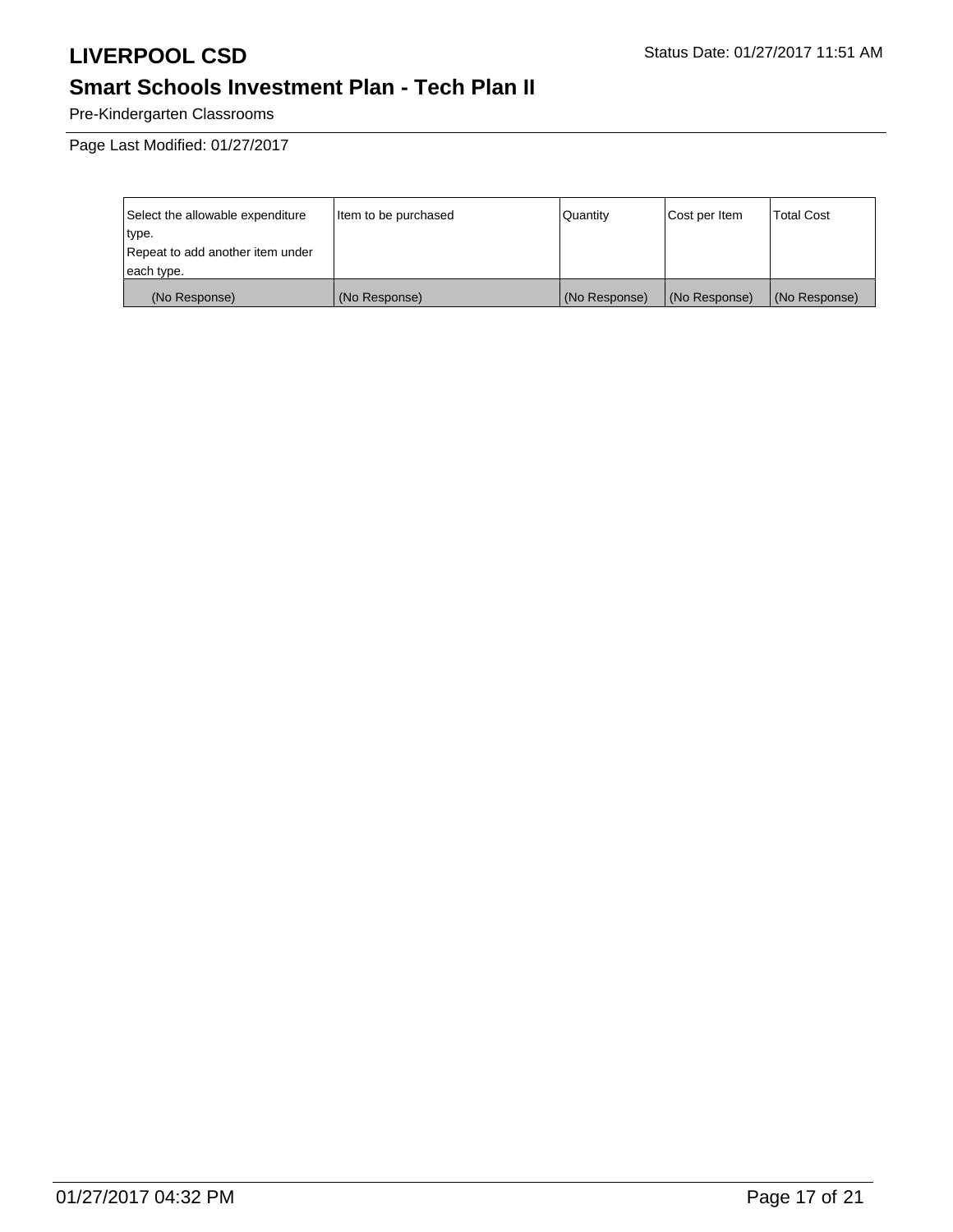# LIVERPOOL CSD

Status Date: 01/27/2017 11:51 AM

## Smart Schools Investment Plan - Tech Plan II

Pre-Kindergarten Classrooms

Page Last Modified: 01/27/2017

| Select the allowable expenditure type.<br>Repeat to add another item under each type. | Item to be purchased | Quantity | Cost per Item | Total Cost |
|---|---|---|---|---|
| (No Response) | (No Response) | (No Response) | (No Response) | (No Response) |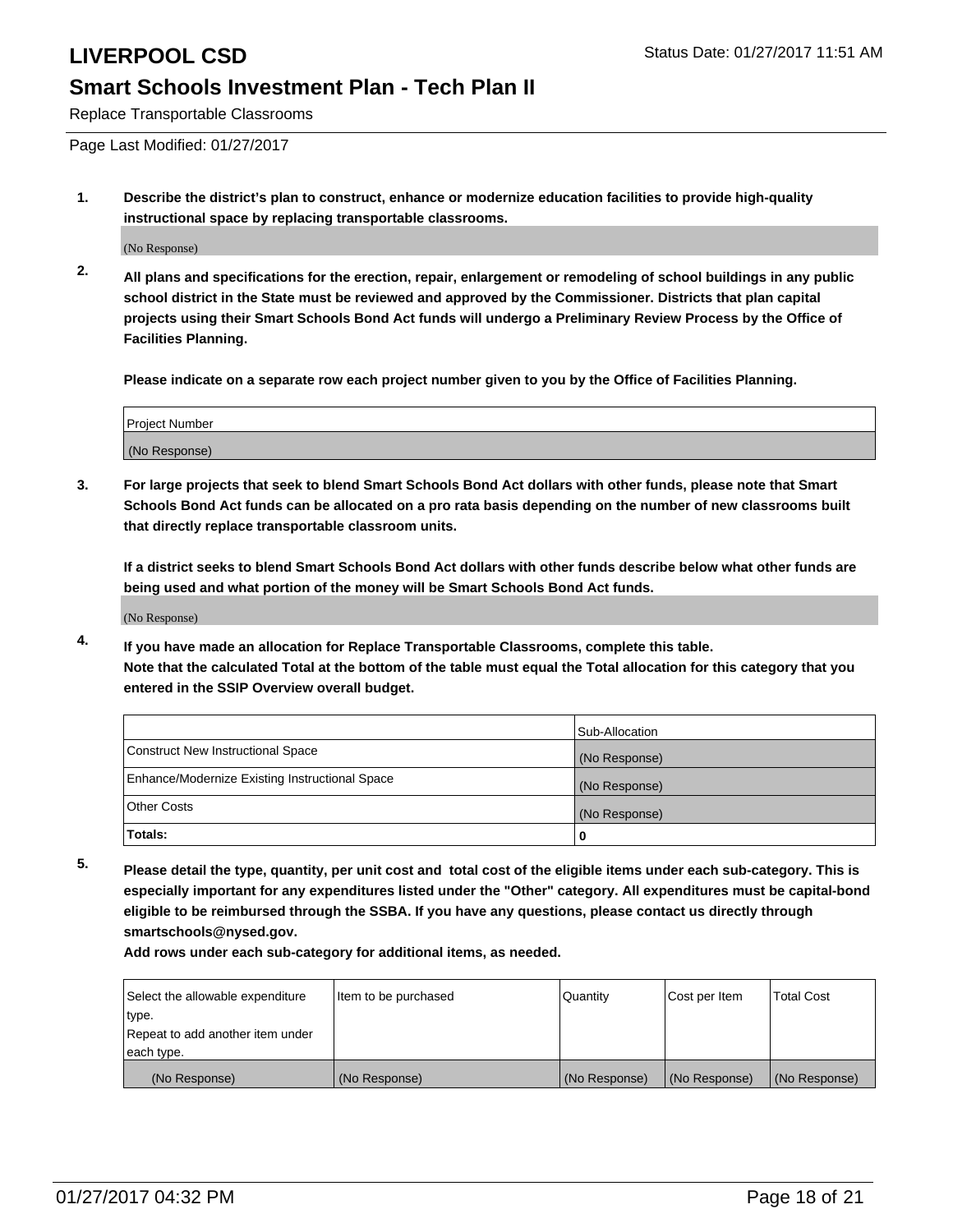# LIVERPOOL CSD

Status Date: 01/27/2017 11:51 AM

## Smart Schools Investment Plan - Tech Plan II

Replace Transportable Classrooms

Page Last Modified: 01/27/2017

1. **Describe the district's plan to construct, enhance or modernize education facilities to provide high-quality instructional space by replacing transportable classrooms.**

   (No Response)

2. **All plans and specifications for the erection, repair, enlargement or remodeling of school buildings in any public school district in the State must be reviewed and approved by the Commissioner. Districts that plan capital projects using their Smart Schools Bond Act funds will undergo a Preliminary Review Process by the Office of Facilities Planning.**

   **Please indicate on a separate row each project number given to you by the Office of Facilities Planning.**

| Project Number |
|---|
| (No Response) |

3. **For large projects that seek to blend Smart Schools Bond Act dollars with other funds, please note that Smart Schools Bond Act funds can be allocated on a pro rata basis depending on the number of new classrooms built that directly replace transportable classroom units.**

   **If a district seeks to blend Smart Schools Bond Act dollars with other funds describe below what other funds are being used and what portion of the money will be Smart Schools Bond Act funds.**

   (No Response)

4. **If you have made an allocation for Replace Transportable Classrooms, complete this table.**
   **Note that the calculated Total at the bottom of the table must equal the Total allocation for this category that you entered in the SSIP Overview overall budget.**

| | Sub-Allocation |
|---|---|
| Construct New Instructional Space | (No Response) |
| Enhance/Modernize Existing Instructional Space | (No Response) |
| Other Costs | (No Response) |
| **Totals:** | **0** |

5. **Please detail the type, quantity, per unit cost and total cost of the eligible items under each sub-category. This is especially important for any expenditures listed under the "Other" category. All expenditures must be capital-bond eligible to be reimbursed through the SSBA. If you have any questions, please contact us directly through smartschools@nysed.gov.**

   **Add rows under each sub-category for additional items, as needed.**

| Select the allowable expenditure type. Repeat to add another item under each type. | Item to be purchased | Quantity | Cost per Item | Total Cost |
|---|---|---|---|---|
| (No Response) | (No Response) | (No Response) | (No Response) | (No Response) |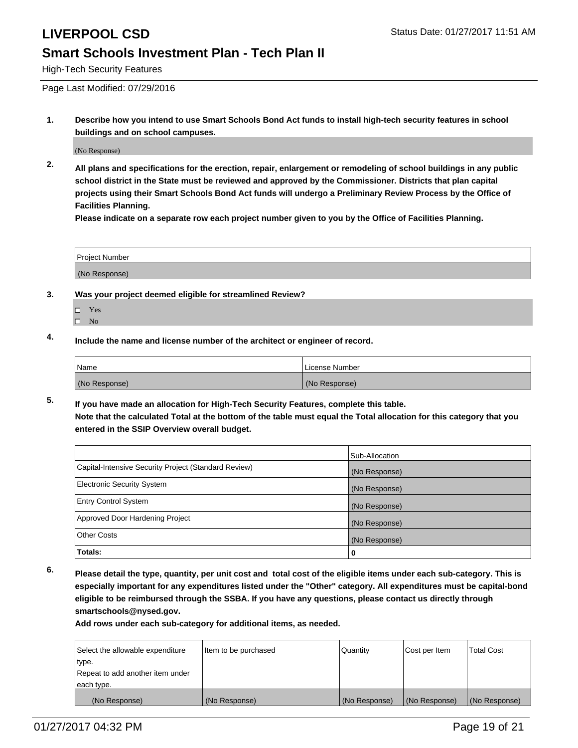# LIVERPOOL CSD

Status Date: 01/27/2017 11:51 AM

## Smart Schools Investment Plan - Tech Plan II

High-Tech Security Features

Page Last Modified: 07/29/2016

**1. Describe how you intend to use Smart Schools Bond Act funds to install high-tech security features in school buildings and on school campuses.**

(No Response)

**2. All plans and specifications for the erection, repair, enlargement or remodeling of school buildings in any public school district in the State must be reviewed and approved by the Commissioner. Districts that plan capital projects using their Smart Schools Bond Act funds will undergo a Preliminary Review Process by the Office of Facilities Planning.**

**Please indicate on a separate row each project number given to you by the Office of Facilities Planning.**

| Project Number |
|---|
| (No Response) |

**3. Was your project deemed eligible for streamlined Review?**

- ☐ Yes
- ☐ No

**4. Include the name and license number of the architect or engineer of record.**

| Name | License Number |
|---|---|
| (No Response) | (No Response) |

**5. If you have made an allocation for High-Tech Security Features, complete this table.**
**Note that the calculated Total at the bottom of the table must equal the Total allocation for this category that you entered in the SSIP Overview overall budget.**

| | Sub-Allocation |
|---|---|
| Capital-Intensive Security Project (Standard Review) | (No Response) |
| Electronic Security System | (No Response) |
| Entry Control System | (No Response) |
| Approved Door Hardening Project | (No Response) |
| Other Costs | (No Response) |
| **Totals:** | **0** |

**6. Please detail the type, quantity, per unit cost and total cost of the eligible items under each sub-category. This is especially important for any expenditures listed under the "Other" category. All expenditures must be capital-bond eligible to be reimbursed through the SSBA. If you have any questions, please contact us directly through smartschools@nysed.gov.**

**Add rows under each sub-category for additional items, as needed.**

| Select the allowable expenditure type. Repeat to add another item under each type. | Item to be purchased | Quantity | Cost per Item | Total Cost |
|---|---|---|---|---|
| (No Response) | (No Response) | (No Response) | (No Response) | (No Response) |